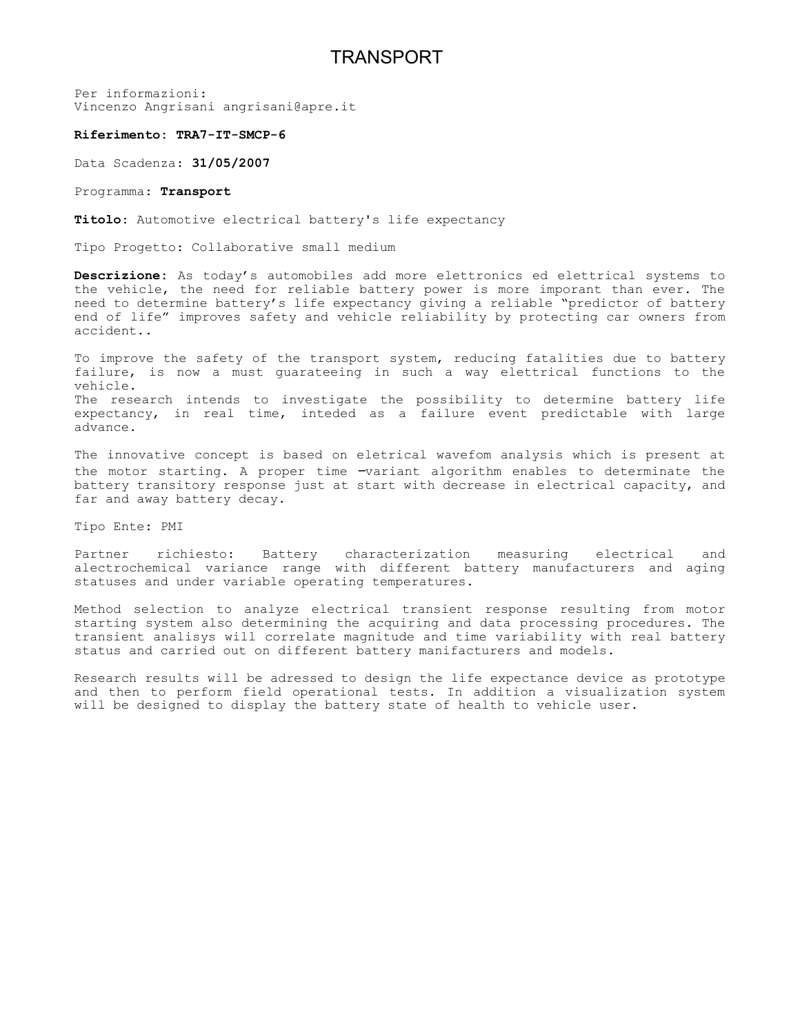# TRANSPORT

Per informazioni:
Vincenzo Angrisani angrisani@apre.it

**Riferimento: TRA7-IT-SMCP-6**

Data Scadenza: **31/05/2007**

Programma: **Transport**

**Titolo**: Automotive electrical battery's life expectancy

Tipo Progetto: Collaborative small medium

**Descrizione**: As today's automobiles add more elettronics ed elettrical systems to the vehicle, the need for reliable battery power is more imporant than ever. The need to determine battery's life expectancy giving a reliable "predictor of battery end of life" improves safety and vehicle reliability by protecting car owners from accident..

To improve the safety of the transport system, reducing fatalities due to battery failure, is now a must guarateeing in such a way elettrical functions to the vehicle.
The research intends to investigate the possibility to determine battery life expectancy, in real time, inteded as a failure event predictable with large advance.

The innovative concept is based on eletrical wavefom analysis which is present at the motor starting. A proper time –variant algorithm enables to determinate the battery transitory response just at start with decrease in electrical capacity, and far and away battery decay.

Tipo Ente: PMI

Partner richiesto: Battery characterization measuring electrical and alectrochemical variance range with different battery manufacturers and aging statuses and under variable operating temperatures.

Method selection to analyze electrical transient response resulting from motor starting system also determining the acquiring and data processing procedures. The transient analisys will correlate magnitude and time variability with real battery status and carried out on different battery manifacturers and models.

Research results will be adressed to design the life expectance device as prototype and then to perform field operational tests. In addition a visualization system will be designed to display the battery state of health to vehicle user.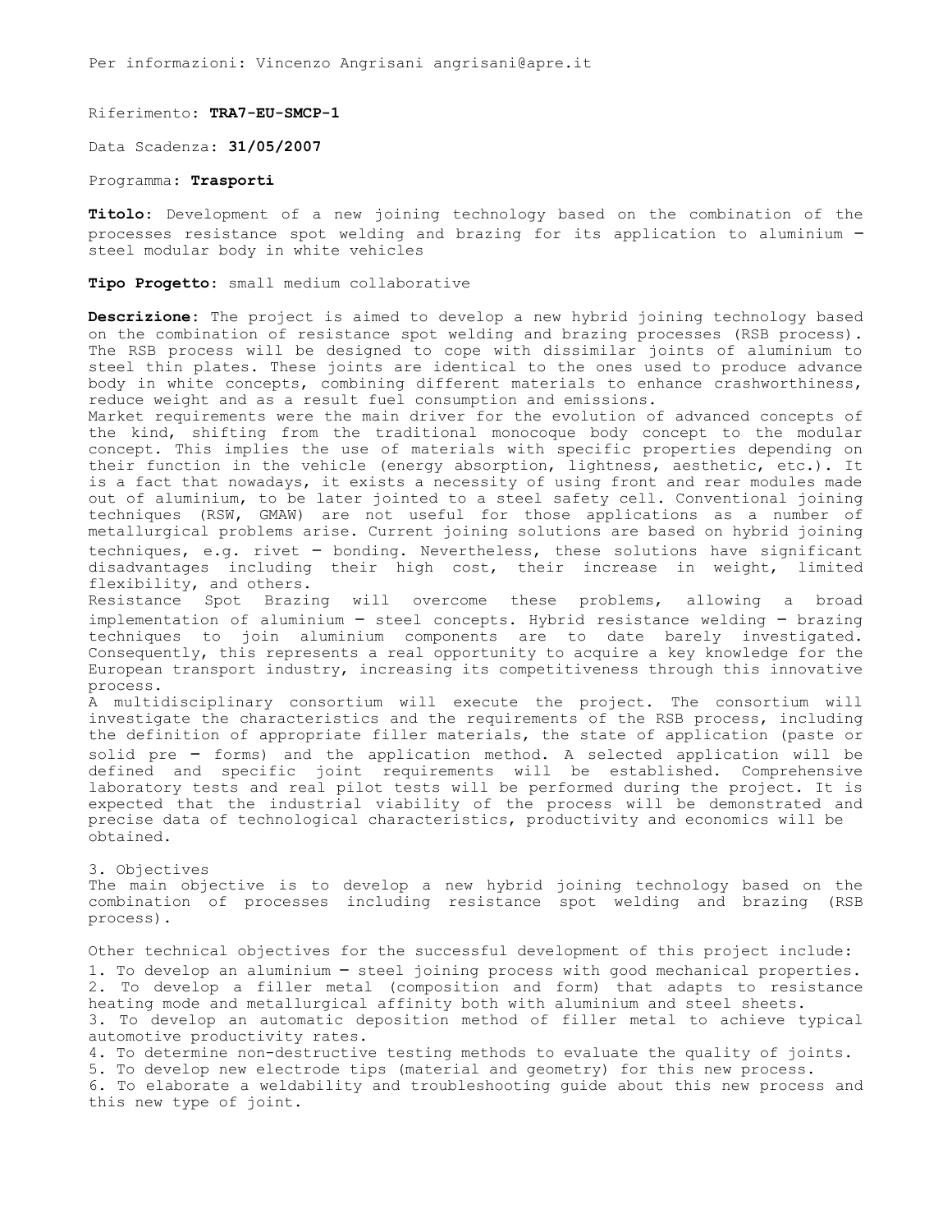Per informazioni: Vincenzo Angrisani angrisani@apre.it

Riferimento: **TRA7-EU-SMCP-1**

Data Scadenza: **31/05/2007**

Programma: **Trasporti**

**Titolo:** Development of a new joining technology based on the combination of the processes resistance spot welding and brazing for its application to aluminium – steel modular body in white vehicles

**Tipo Progetto:** small medium collaborative

**Descrizione:** The project is aimed to develop a new hybrid joining technology based on the combination of resistance spot welding and brazing processes (RSB process). The RSB process will be designed to cope with dissimilar joints of aluminium to steel thin plates. These joints are identical to the ones used to produce advance body in white concepts, combining different materials to enhance crashworthiness, reduce weight and as a result fuel consumption and emissions.
Market requirements were the main driver for the evolution of advanced concepts of the kind, shifting from the traditional monocoque body concept to the modular concept. This implies the use of materials with specific properties depending on their function in the vehicle (energy absorption, lightness, aesthetic, etc.). It is a fact that nowadays, it exists a necessity of using front and rear modules made out of aluminium, to be later jointed to a steel safety cell. Conventional joining techniques (RSW, GMAW) are not useful for those applications as a number of metallurgical problems arise. Current joining solutions are based on hybrid joining techniques, e.g. rivet – bonding. Nevertheless, these solutions have significant disadvantages including their high cost, their increase in weight, limited flexibility, and others.
Resistance Spot Brazing will overcome these problems, allowing a broad implementation of aluminium – steel concepts. Hybrid resistance welding – brazing techniques to join aluminium components are to date barely investigated. Consequently, this represents a real opportunity to acquire a key knowledge for the European transport industry, increasing its competitiveness through this innovative process.
A multidisciplinary consortium will execute the project. The consortium will investigate the characteristics and the requirements of the RSB process, including the definition of appropriate filler materials, the state of application (paste or solid pre – forms) and the application method. A selected application will be defined and specific joint requirements will be established. Comprehensive laboratory tests and real pilot tests will be performed during the project. It is expected that the industrial viability of the process will be demonstrated and precise data of technological characteristics, productivity and economics will be obtained.

3. Objectives
The main objective is to develop a new hybrid joining technology based on the combination of processes including resistance spot welding and brazing (RSB process).

Other technical objectives for the successful development of this project include:

1. To develop an aluminium – steel joining process with good mechanical properties.
2. To develop a filler metal (composition and form) that adapts to resistance heating mode and metallurgical affinity both with aluminium and steel sheets.
3. To develop an automatic deposition method of filler metal to achieve typical automotive productivity rates.
4. To determine non-destructive testing methods to evaluate the quality of joints.
5. To develop new electrode tips (material and geometry) for this new process.
6. To elaborate a weldability and troubleshooting guide about this new process and this new type of joint.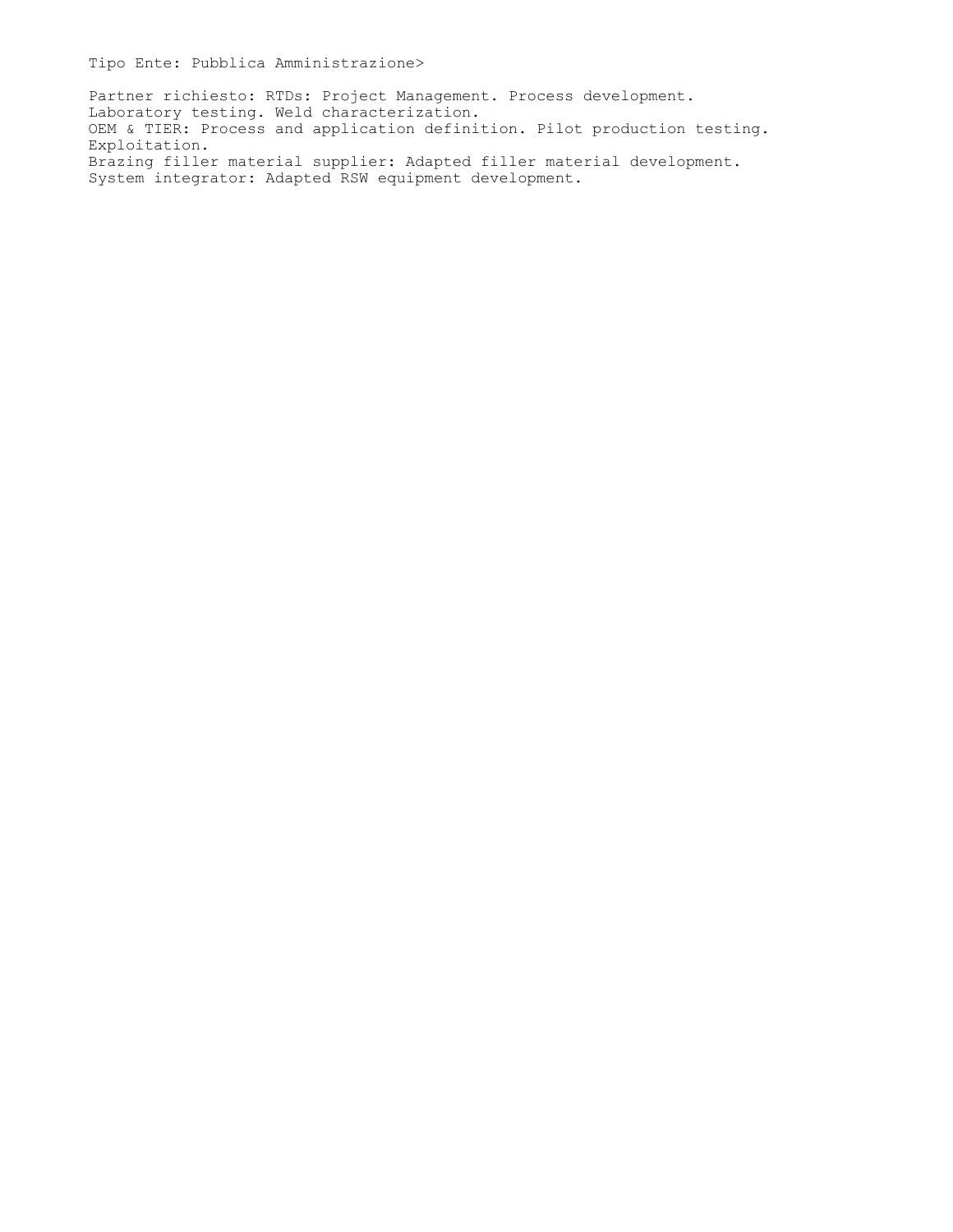Tipo Ente: Pubblica Amministrazione>

Partner richiesto: RTDs: Project Management. Process development.
Laboratory testing. Weld characterization.
OEM & TIER: Process and application definition. Pilot production testing.
Exploitation.
Brazing filler material supplier: Adapted filler material development.
System integrator: Adapted RSW equipment development.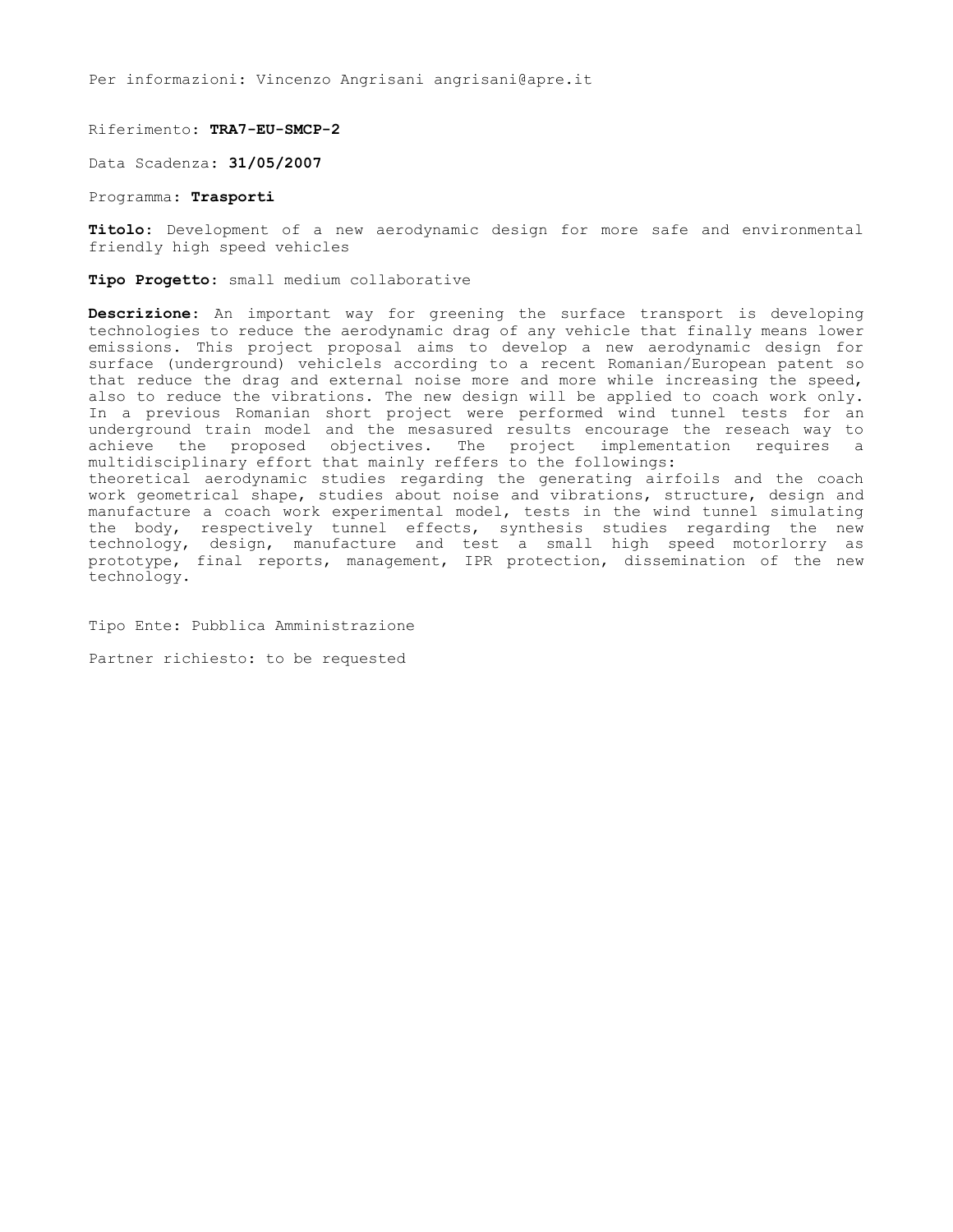Per informazioni: Vincenzo Angrisani angrisani@apre.it

Riferimento: **TRA7-EU-SMCP-2**

Data Scadenza: **31/05/2007**

Programma: **Trasporti**

**Titolo:** Development of a new aerodynamic design for more safe and environmental friendly high speed vehicles

**Tipo Progetto:** small medium collaborative

**Descrizione:** An important way for greening the surface transport is developing technologies to reduce the aerodynamic drag of any vehicle that finally means lower emissions. This project proposal aims to develop a new aerodynamic design for surface (underground) vehiclels according to a recent Romanian/European patent so that reduce the drag and external noise more and more while increasing the speed, also to reduce the vibrations. The new design will be applied to coach work only. In a previous Romanian short project were performed wind tunnel tests for an underground train model and the mesasured results encourage the reseach way to achieve the proposed objectives. The project implementation requires a multidisciplinary effort that mainly reffers to the followings:
theoretical aerodynamic studies regarding the generating airfoils and the coach work geometrical shape, studies about noise and vibrations, structure, design and manufacture a coach work experimental model, tests in the wind tunnel simulating the body, respectively tunnel effects, synthesis studies regarding the new technology, design, manufacture and test a small high speed motorlorry as prototype, final reports, management, IPR protection, dissemination of the new technology.

Tipo Ente: Pubblica Amministrazione

Partner richiesto: to be requested